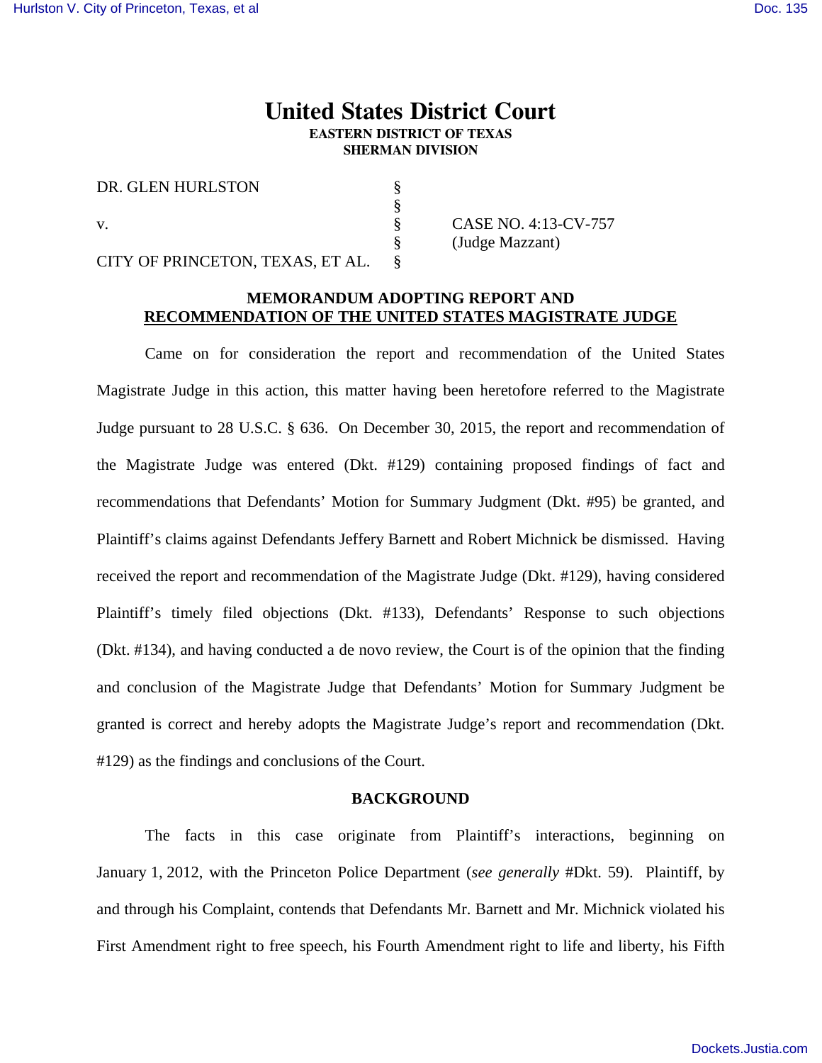# United States District Court
**EASTERN DISTRICT OF TEXAS**
**SHERMAN DIVISION**

| | | |
|---|---|---|
| DR. GLEN HURLSTON | § | |
| | § | |
| v. | § | CASE NO. 4:13-CV-757 |
| | § | (Judge Mazzant) |
| CITY OF PRINCETON, TEXAS, ET AL. | § | |

**MEMORANDUM ADOPTING REPORT AND RECOMMENDATION OF THE UNITED STATES MAGISTRATE JUDGE**

Came on for consideration the report and recommendation of the United States Magistrate Judge in this action, this matter having been heretofore referred to the Magistrate Judge pursuant to 28 U.S.C. § 636. On December 30, 2015, the report and recommendation of the Magistrate Judge was entered (Dkt. #129) containing proposed findings of fact and recommendations that Defendants' Motion for Summary Judgment (Dkt. #95) be granted, and Plaintiff's claims against Defendants Jeffery Barnett and Robert Michnick be dismissed. Having received the report and recommendation of the Magistrate Judge (Dkt. #129), having considered Plaintiff's timely filed objections (Dkt. #133), Defendants' Response to such objections (Dkt. #134), and having conducted a de novo review, the Court is of the opinion that the finding and conclusion of the Magistrate Judge that Defendants' Motion for Summary Judgment be granted is correct and hereby adopts the Magistrate Judge's report and recommendation (Dkt. #129) as the findings and conclusions of the Court.

**BACKGROUND**

The facts in this case originate from Plaintiff's interactions, beginning on January 1, 2012, with the Princeton Police Department (*see generally* #Dkt. 59). Plaintiff, by and through his Complaint, contends that Defendants Mr. Barnett and Mr. Michnick violated his First Amendment right to free speech, his Fourth Amendment right to life and liberty, his Fifth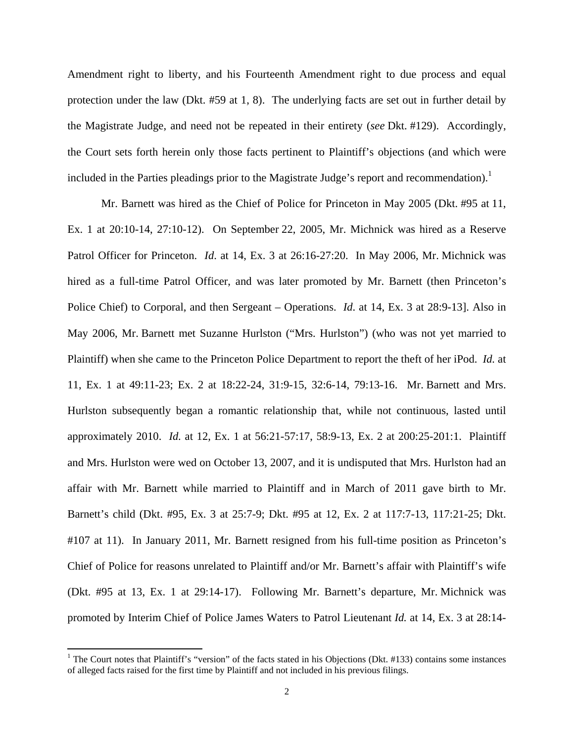Amendment right to liberty, and his Fourteenth Amendment right to due process and equal protection under the law (Dkt. #59 at 1, 8). The underlying facts are set out in further detail by the Magistrate Judge, and need not be repeated in their entirety (*see* Dkt. #129). Accordingly, the Court sets forth herein only those facts pertinent to Plaintiff's objections (and which were included in the Parties pleadings prior to the Magistrate Judge's report and recommendation).[1]

Mr. Barnett was hired as the Chief of Police for Princeton in May 2005 (Dkt. #95 at 11, Ex. 1 at 20:10-14, 27:10-12). On September 22, 2005, Mr. Michnick was hired as a Reserve Patrol Officer for Princeton. *Id*. at 14, Ex. 3 at 26:16-27:20. In May 2006, Mr. Michnick was hired as a full-time Patrol Officer, and was later promoted by Mr. Barnett (then Princeton's Police Chief) to Corporal, and then Sergeant – Operations. *Id*. at 14, Ex. 3 at 28:9-13]. Also in May 2006, Mr. Barnett met Suzanne Hurlston ("Mrs. Hurlston") (who was not yet married to Plaintiff) when she came to the Princeton Police Department to report the theft of her iPod. *Id.* at 11, Ex. 1 at 49:11-23; Ex. 2 at 18:22-24, 31:9-15, 32:6-14, 79:13-16. Mr. Barnett and Mrs. Hurlston subsequently began a romantic relationship that, while not continuous, lasted until approximately 2010. *Id.* at 12, Ex. 1 at 56:21-57:17, 58:9-13, Ex. 2 at 200:25-201:1. Plaintiff and Mrs. Hurlston were wed on October 13, 2007, and it is undisputed that Mrs. Hurlston had an affair with Mr. Barnett while married to Plaintiff and in March of 2011 gave birth to Mr. Barnett's child (Dkt. #95, Ex. 3 at 25:7-9; Dkt. #95 at 12, Ex. 2 at 117:7-13, 117:21-25; Dkt. #107 at 11). In January 2011, Mr. Barnett resigned from his full-time position as Princeton's Chief of Police for reasons unrelated to Plaintiff and/or Mr. Barnett's affair with Plaintiff's wife (Dkt. #95 at 13, Ex. 1 at 29:14-17). Following Mr. Barnett's departure, Mr. Michnick was promoted by Interim Chief of Police James Waters to Patrol Lieutenant *Id.* at 14, Ex. 3 at 28:14-

[1] The Court notes that Plaintiff's "version" of the facts stated in his Objections (Dkt. #133) contains some instances of alleged facts raised for the first time by Plaintiff and not included in his previous filings.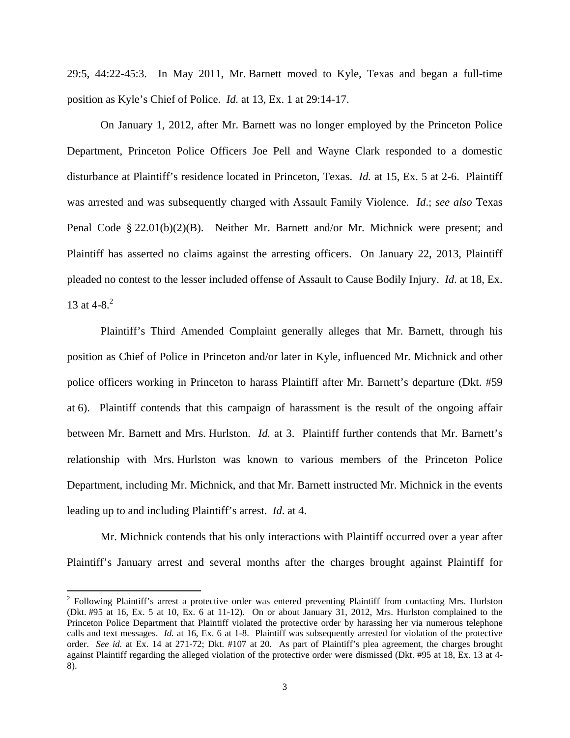29:5, 44:22-45:3. In May 2011, Mr. Barnett moved to Kyle, Texas and began a full-time position as Kyle's Chief of Police. *Id.* at 13, Ex. 1 at 29:14-17.

On January 1, 2012, after Mr. Barnett was no longer employed by the Princeton Police Department, Princeton Police Officers Joe Pell and Wayne Clark responded to a domestic disturbance at Plaintiff's residence located in Princeton, Texas. *Id.* at 15, Ex. 5 at 2-6. Plaintiff was arrested and was subsequently charged with Assault Family Violence. *Id*.; *see also* Texas Penal Code § 22.01(b)(2)(B). Neither Mr. Barnett and/or Mr. Michnick were present; and Plaintiff has asserted no claims against the arresting officers. On January 22, 2013, Plaintiff pleaded no contest to the lesser included offense of Assault to Cause Bodily Injury. *Id.* at 18, Ex. 13 at 4-8.[2]

Plaintiff's Third Amended Complaint generally alleges that Mr. Barnett, through his position as Chief of Police in Princeton and/or later in Kyle, influenced Mr. Michnick and other police officers working in Princeton to harass Plaintiff after Mr. Barnett's departure (Dkt. #59 at 6). Plaintiff contends that this campaign of harassment is the result of the ongoing affair between Mr. Barnett and Mrs. Hurlston. *Id.* at 3. Plaintiff further contends that Mr. Barnett's relationship with Mrs. Hurlston was known to various members of the Princeton Police Department, including Mr. Michnick, and that Mr. Barnett instructed Mr. Michnick in the events leading up to and including Plaintiff's arrest. *Id*. at 4.

Mr. Michnick contends that his only interactions with Plaintiff occurred over a year after Plaintiff's January arrest and several months after the charges brought against Plaintiff for

---

[2] Following Plaintiff's arrest a protective order was entered preventing Plaintiff from contacting Mrs. Hurlston (Dkt. #95 at 16, Ex. 5 at 10, Ex. 6 at 11-12). On or about January 31, 2012, Mrs. Hurlston complained to the Princeton Police Department that Plaintiff violated the protective order by harassing her via numerous telephone calls and text messages. *Id.* at 16, Ex. 6 at 1-8. Plaintiff was subsequently arrested for violation of the protective order. *See id.* at Ex. 14 at 271-72; Dkt. #107 at 20. As part of Plaintiff's plea agreement, the charges brought against Plaintiff regarding the alleged violation of the protective order were dismissed (Dkt. #95 at 18, Ex. 13 at 4-8).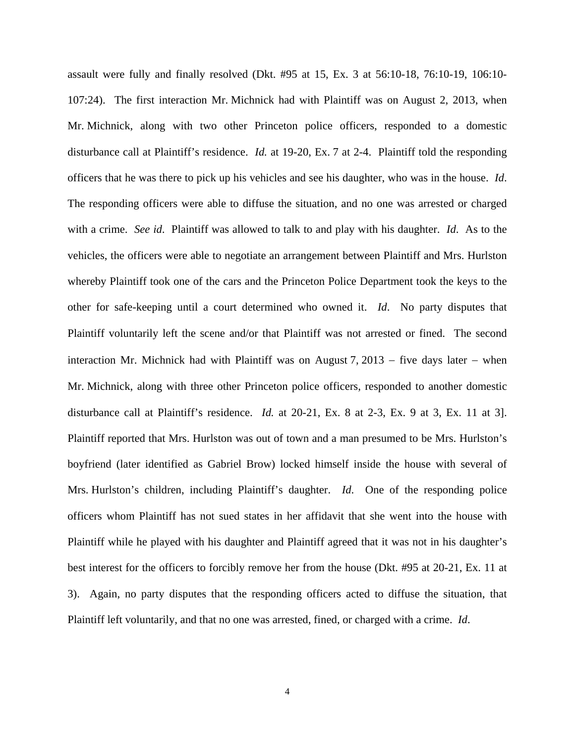assault were fully and finally resolved (Dkt. #95 at 15, Ex. 3 at 56:10-18, 76:10-19, 106:10-107:24). The first interaction Mr. Michnick had with Plaintiff was on August 2, 2013, when Mr. Michnick, along with two other Princeton police officers, responded to a domestic disturbance call at Plaintiff's residence. *Id.* at 19-20, Ex. 7 at 2-4. Plaintiff told the responding officers that he was there to pick up his vehicles and see his daughter, who was in the house. *Id*. The responding officers were able to diffuse the situation, and no one was arrested or charged with a crime. *See id*. Plaintiff was allowed to talk to and play with his daughter. *Id*. As to the vehicles, the officers were able to negotiate an arrangement between Plaintiff and Mrs. Hurlston whereby Plaintiff took one of the cars and the Princeton Police Department took the keys to the other for safe-keeping until a court determined who owned it. *Id*. No party disputes that Plaintiff voluntarily left the scene and/or that Plaintiff was not arrested or fined. The second interaction Mr. Michnick had with Plaintiff was on August 7, 2013 − five days later − when Mr. Michnick, along with three other Princeton police officers, responded to another domestic disturbance call at Plaintiff's residence. *Id.* at 20-21, Ex. 8 at 2-3, Ex. 9 at 3, Ex. 11 at 3]. Plaintiff reported that Mrs. Hurlston was out of town and a man presumed to be Mrs. Hurlston's boyfriend (later identified as Gabriel Brow) locked himself inside the house with several of Mrs. Hurlston's children, including Plaintiff's daughter. *Id*. One of the responding police officers whom Plaintiff has not sued states in her affidavit that she went into the house with Plaintiff while he played with his daughter and Plaintiff agreed that it was not in his daughter's best interest for the officers to forcibly remove her from the house (Dkt. #95 at 20-21, Ex. 11 at 3). Again, no party disputes that the responding officers acted to diffuse the situation, that Plaintiff left voluntarily, and that no one was arrested, fined, or charged with a crime. *Id*.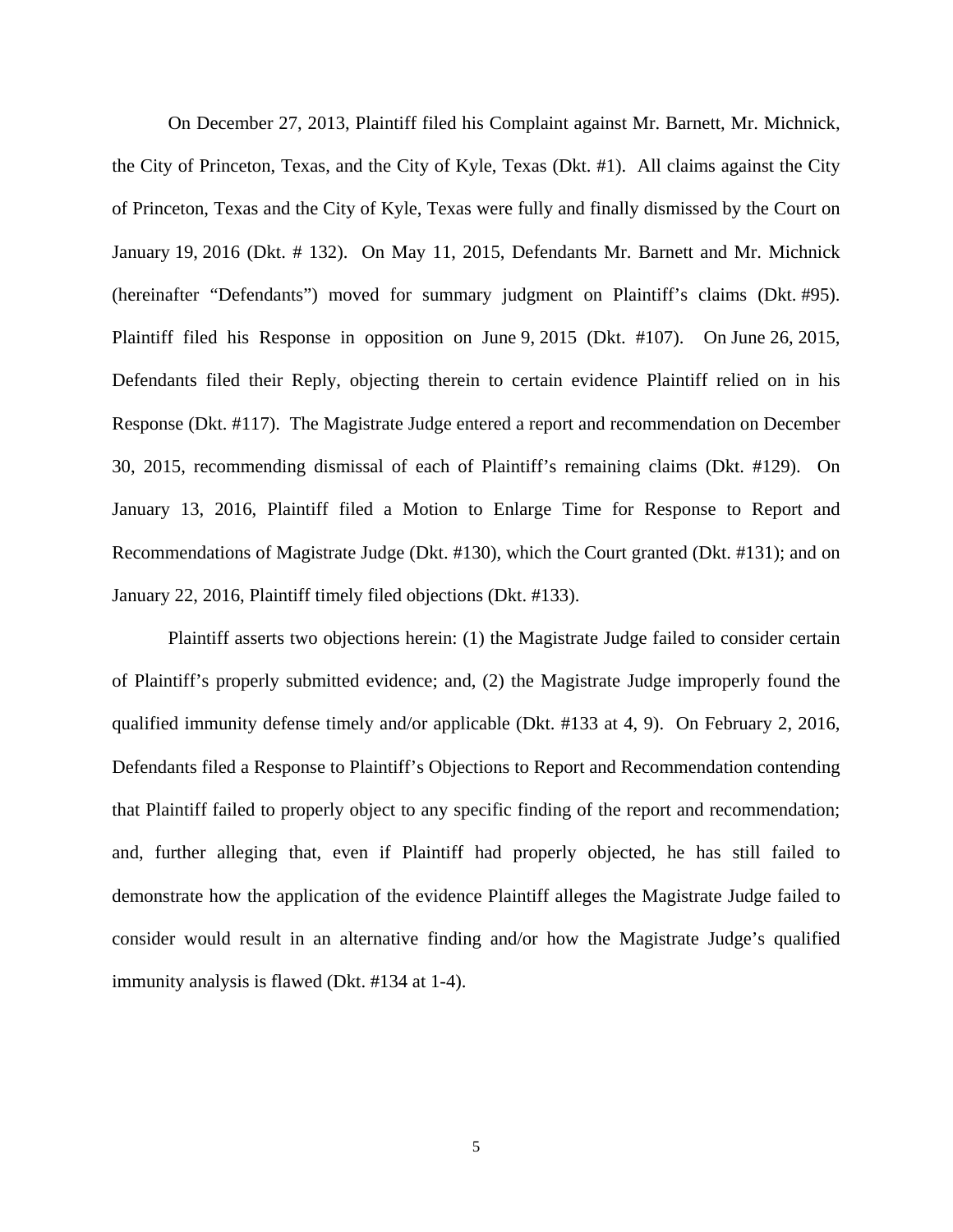On December 27, 2013, Plaintiff filed his Complaint against Mr. Barnett, Mr. Michnick, the City of Princeton, Texas, and the City of Kyle, Texas (Dkt. #1). All claims against the City of Princeton, Texas and the City of Kyle, Texas were fully and finally dismissed by the Court on January 19, 2016 (Dkt. # 132). On May 11, 2015, Defendants Mr. Barnett and Mr. Michnick (hereinafter "Defendants") moved for summary judgment on Plaintiff's claims (Dkt. #95). Plaintiff filed his Response in opposition on June 9, 2015 (Dkt. #107). On June 26, 2015, Defendants filed their Reply, objecting therein to certain evidence Plaintiff relied on in his Response (Dkt. #117). The Magistrate Judge entered a report and recommendation on December 30, 2015, recommending dismissal of each of Plaintiff's remaining claims (Dkt. #129). On January 13, 2016, Plaintiff filed a Motion to Enlarge Time for Response to Report and Recommendations of Magistrate Judge (Dkt. #130), which the Court granted (Dkt. #131); and on January 22, 2016, Plaintiff timely filed objections (Dkt. #133).

Plaintiff asserts two objections herein: (1) the Magistrate Judge failed to consider certain of Plaintiff's properly submitted evidence; and, (2) the Magistrate Judge improperly found the qualified immunity defense timely and/or applicable (Dkt. #133 at 4, 9). On February 2, 2016, Defendants filed a Response to Plaintiff's Objections to Report and Recommendation contending that Plaintiff failed to properly object to any specific finding of the report and recommendation; and, further alleging that, even if Plaintiff had properly objected, he has still failed to demonstrate how the application of the evidence Plaintiff alleges the Magistrate Judge failed to consider would result in an alternative finding and/or how the Magistrate Judge's qualified immunity analysis is flawed (Dkt. #134 at 1-4).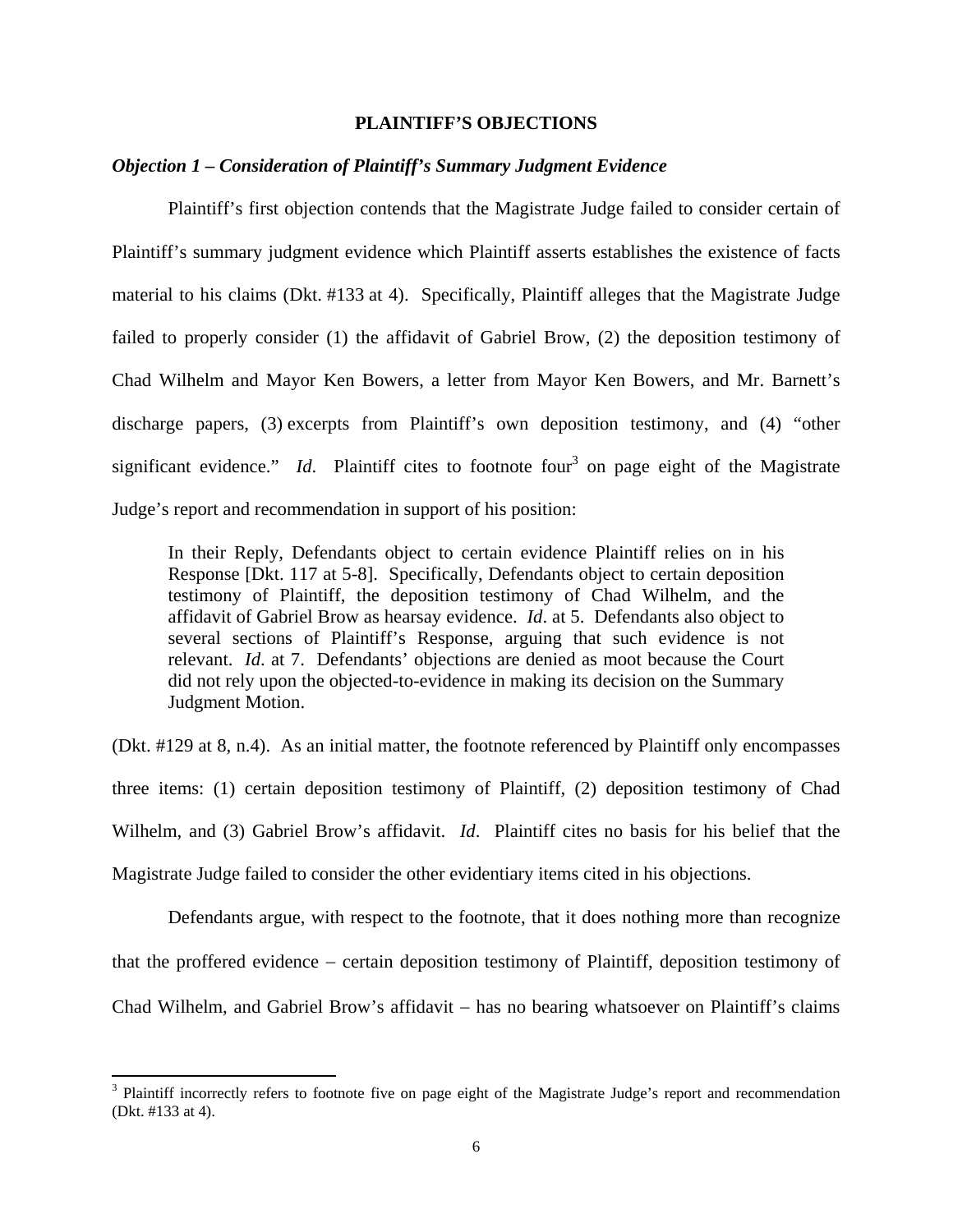**PLAINTIFF'S OBJECTIONS**

***Objection 1 – Consideration of Plaintiff's Summary Judgment Evidence***

Plaintiff's first objection contends that the Magistrate Judge failed to consider certain of Plaintiff's summary judgment evidence which Plaintiff asserts establishes the existence of facts material to his claims (Dkt. #133 at 4). Specifically, Plaintiff alleges that the Magistrate Judge failed to properly consider (1) the affidavit of Gabriel Brow, (2) the deposition testimony of Chad Wilhelm and Mayor Ken Bowers, a letter from Mayor Ken Bowers, and Mr. Barnett's discharge papers, (3) excerpts from Plaintiff's own deposition testimony, and (4) "other significant evidence." *Id.* Plaintiff cites to footnote four[3] on page eight of the Magistrate Judge's report and recommendation in support of his position:

> In their Reply, Defendants object to certain evidence Plaintiff relies on in his Response [Dkt. 117 at 5-8]. Specifically, Defendants object to certain deposition testimony of Plaintiff, the deposition testimony of Chad Wilhelm, and the affidavit of Gabriel Brow as hearsay evidence. *Id*. at 5. Defendants also object to several sections of Plaintiff's Response, arguing that such evidence is not relevant. *Id*. at 7. Defendants' objections are denied as moot because the Court did not rely upon the objected-to-evidence in making its decision on the Summary Judgment Motion.

(Dkt. #129 at 8, n.4). As an initial matter, the footnote referenced by Plaintiff only encompasses three items: (1) certain deposition testimony of Plaintiff, (2) deposition testimony of Chad Wilhelm, and (3) Gabriel Brow's affidavit. *Id*. Plaintiff cites no basis for his belief that the Magistrate Judge failed to consider the other evidentiary items cited in his objections.

Defendants argue, with respect to the footnote, that it does nothing more than recognize that the proffered evidence – certain deposition testimony of Plaintiff, deposition testimony of Chad Wilhelm, and Gabriel Brow's affidavit – has no bearing whatsoever on Plaintiff's claims

[3] Plaintiff incorrectly refers to footnote five on page eight of the Magistrate Judge's report and recommendation (Dkt. #133 at 4).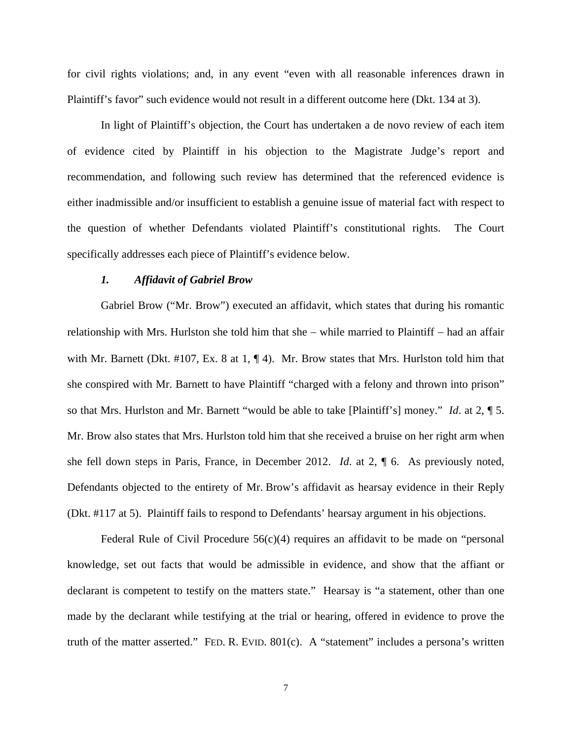for civil rights violations; and, in any event "even with all reasonable inferences drawn in Plaintiff's favor" such evidence would not result in a different outcome here (Dkt. 134 at 3).

In light of Plaintiff's objection, the Court has undertaken a de novo review of each item of evidence cited by Plaintiff in his objection to the Magistrate Judge's report and recommendation, and following such review has determined that the referenced evidence is either inadmissible and/or insufficient to establish a genuine issue of material fact with respect to the question of whether Defendants violated Plaintiff's constitutional rights. The Court specifically addresses each piece of Plaintiff's evidence below.

***1. Affidavit of Gabriel Brow***

Gabriel Brow ("Mr. Brow") executed an affidavit, which states that during his romantic relationship with Mrs. Hurlston she told him that she – while married to Plaintiff – had an affair with Mr. Barnett (Dkt. #107, Ex. 8 at 1, ¶ 4). Mr. Brow states that Mrs. Hurlston told him that she conspired with Mr. Barnett to have Plaintiff "charged with a felony and thrown into prison" so that Mrs. Hurlston and Mr. Barnett "would be able to take [Plaintiff's] money." *Id*. at 2, ¶ 5. Mr. Brow also states that Mrs. Hurlston told him that she received a bruise on her right arm when she fell down steps in Paris, France, in December 2012. *Id*. at 2, ¶ 6. As previously noted, Defendants objected to the entirety of Mr. Brow's affidavit as hearsay evidence in their Reply (Dkt. #117 at 5). Plaintiff fails to respond to Defendants' hearsay argument in his objections.

Federal Rule of Civil Procedure 56(c)(4) requires an affidavit to be made on "personal knowledge, set out facts that would be admissible in evidence, and show that the affiant or declarant is competent to testify on the matters state." Hearsay is "a statement, other than one made by the declarant while testifying at the trial or hearing, offered in evidence to prove the truth of the matter asserted." FED. R. EVID. 801(c). A "statement" includes a persona's written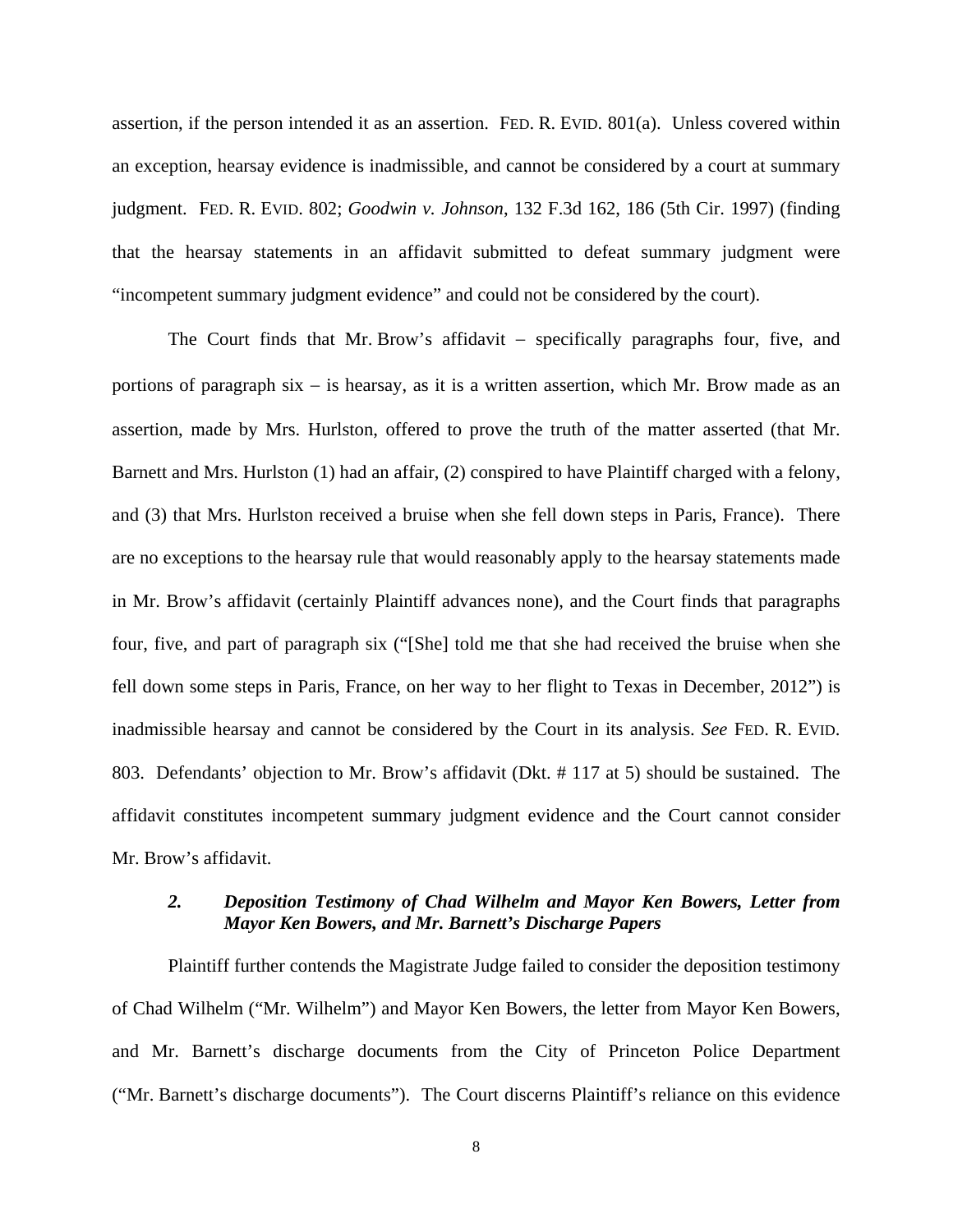assertion, if the person intended it as an assertion. FED. R. EVID. 801(a). Unless covered within an exception, hearsay evidence is inadmissible, and cannot be considered by a court at summary judgment. FED. R. EVID. 802; *Goodwin v. Johnson*, 132 F.3d 162, 186 (5th Cir. 1997) (finding that the hearsay statements in an affidavit submitted to defeat summary judgment were "incompetent summary judgment evidence" and could not be considered by the court).

The Court finds that Mr. Brow's affidavit – specifically paragraphs four, five, and portions of paragraph six – is hearsay, as it is a written assertion, which Mr. Brow made as an assertion, made by Mrs. Hurlston, offered to prove the truth of the matter asserted (that Mr. Barnett and Mrs. Hurlston (1) had an affair, (2) conspired to have Plaintiff charged with a felony, and (3) that Mrs. Hurlston received a bruise when she fell down steps in Paris, France). There are no exceptions to the hearsay rule that would reasonably apply to the hearsay statements made in Mr. Brow's affidavit (certainly Plaintiff advances none), and the Court finds that paragraphs four, five, and part of paragraph six ("[She] told me that she had received the bruise when she fell down some steps in Paris, France, on her way to her flight to Texas in December, 2012") is inadmissible hearsay and cannot be considered by the Court in its analysis. *See* FED. R. EVID. 803. Defendants' objection to Mr. Brow's affidavit (Dkt. # 117 at 5) should be sustained. The affidavit constitutes incompetent summary judgment evidence and the Court cannot consider Mr. Brow's affidavit.

### *2. Deposition Testimony of Chad Wilhelm and Mayor Ken Bowers, Letter from Mayor Ken Bowers, and Mr. Barnett's Discharge Papers*

Plaintiff further contends the Magistrate Judge failed to consider the deposition testimony of Chad Wilhelm ("Mr. Wilhelm") and Mayor Ken Bowers, the letter from Mayor Ken Bowers, and Mr. Barnett's discharge documents from the City of Princeton Police Department ("Mr. Barnett's discharge documents"). The Court discerns Plaintiff's reliance on this evidence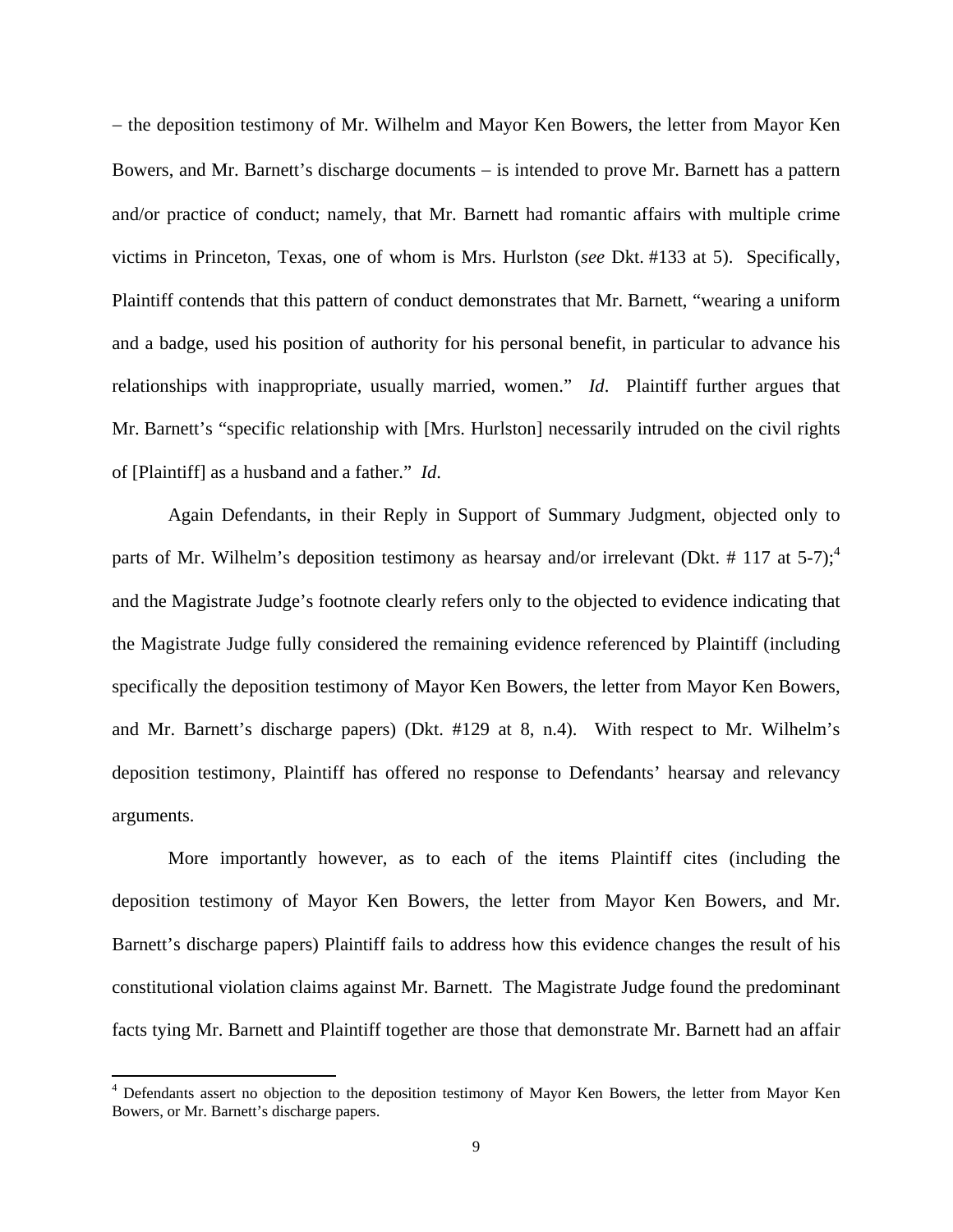– the deposition testimony of Mr. Wilhelm and Mayor Ken Bowers, the letter from Mayor Ken Bowers, and Mr. Barnett's discharge documents – is intended to prove Mr. Barnett has a pattern and/or practice of conduct; namely, that Mr. Barnett had romantic affairs with multiple crime victims in Princeton, Texas, one of whom is Mrs. Hurlston (*see* Dkt. #133 at 5). Specifically, Plaintiff contends that this pattern of conduct demonstrates that Mr. Barnett, "wearing a uniform and a badge, used his position of authority for his personal benefit, in particular to advance his relationships with inappropriate, usually married, women." *Id*. Plaintiff further argues that Mr. Barnett's "specific relationship with [Mrs. Hurlston] necessarily intruded on the civil rights of [Plaintiff] as a husband and a father." *Id*.

Again Defendants, in their Reply in Support of Summary Judgment, objected only to parts of Mr. Wilhelm's deposition testimony as hearsay and/or irrelevant (Dkt. # 117 at 5-7);[4] and the Magistrate Judge's footnote clearly refers only to the objected to evidence indicating that the Magistrate Judge fully considered the remaining evidence referenced by Plaintiff (including specifically the deposition testimony of Mayor Ken Bowers, the letter from Mayor Ken Bowers, and Mr. Barnett's discharge papers) (Dkt. #129 at 8, n.4). With respect to Mr. Wilhelm's deposition testimony, Plaintiff has offered no response to Defendants' hearsay and relevancy arguments.

More importantly however, as to each of the items Plaintiff cites (including the deposition testimony of Mayor Ken Bowers, the letter from Mayor Ken Bowers, and Mr. Barnett's discharge papers) Plaintiff fails to address how this evidence changes the result of his constitutional violation claims against Mr. Barnett. The Magistrate Judge found the predominant facts tying Mr. Barnett and Plaintiff together are those that demonstrate Mr. Barnett had an affair

[4] Defendants assert no objection to the deposition testimony of Mayor Ken Bowers, the letter from Mayor Ken Bowers, or Mr. Barnett's discharge papers.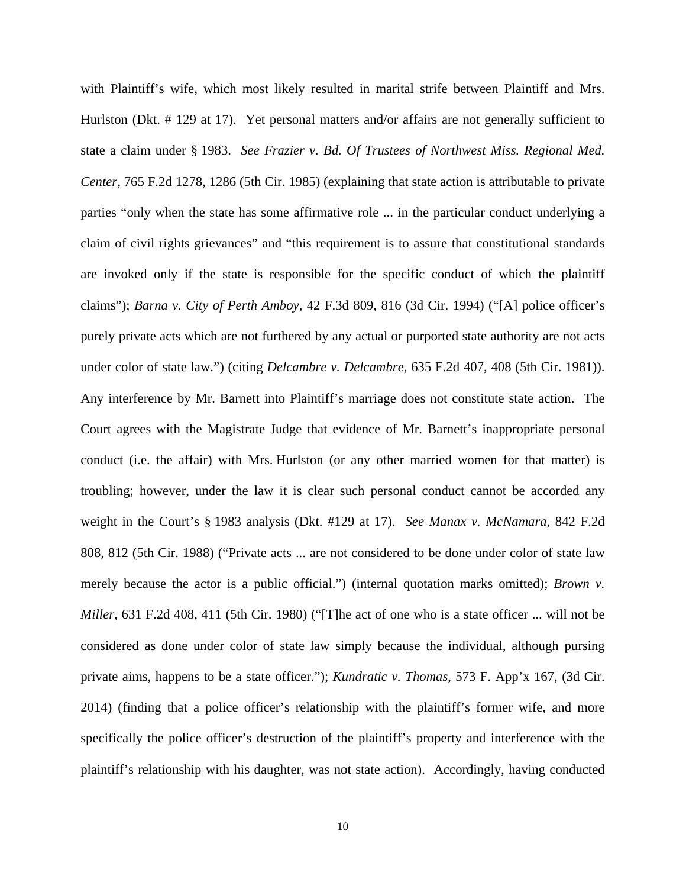with Plaintiff's wife, which most likely resulted in marital strife between Plaintiff and Mrs. Hurlston (Dkt. # 129 at 17). Yet personal matters and/or affairs are not generally sufficient to state a claim under § 1983. *See Frazier v. Bd. Of Trustees of Northwest Miss. Regional Med. Center*, 765 F.2d 1278, 1286 (5th Cir. 1985) (explaining that state action is attributable to private parties "only when the state has some affirmative role ... in the particular conduct underlying a claim of civil rights grievances" and "this requirement is to assure that constitutional standards are invoked only if the state is responsible for the specific conduct of which the plaintiff claims"); *Barna v. City of Perth Amboy*, 42 F.3d 809, 816 (3d Cir. 1994) ("[A] police officer's purely private acts which are not furthered by any actual or purported state authority are not acts under color of state law.") (citing *Delcambre v. Delcambre*, 635 F.2d 407, 408 (5th Cir. 1981)). Any interference by Mr. Barnett into Plaintiff's marriage does not constitute state action. The Court agrees with the Magistrate Judge that evidence of Mr. Barnett's inappropriate personal conduct (i.e. the affair) with Mrs. Hurlston (or any other married women for that matter) is troubling; however, under the law it is clear such personal conduct cannot be accorded any weight in the Court's § 1983 analysis (Dkt. #129 at 17). *See Manax v. McNamara*, 842 F.2d 808, 812 (5th Cir. 1988) ("Private acts ... are not considered to be done under color of state law merely because the actor is a public official.") (internal quotation marks omitted); *Brown v. Miller*, 631 F.2d 408, 411 (5th Cir. 1980) ("[T]he act of one who is a state officer ... will not be considered as done under color of state law simply because the individual, although pursing private aims, happens to be a state officer."); *Kundratic v. Thomas*, 573 F. App'x 167, (3d Cir. 2014) (finding that a police officer's relationship with the plaintiff's former wife, and more specifically the police officer's destruction of the plaintiff's property and interference with the plaintiff's relationship with his daughter, was not state action). Accordingly, having conducted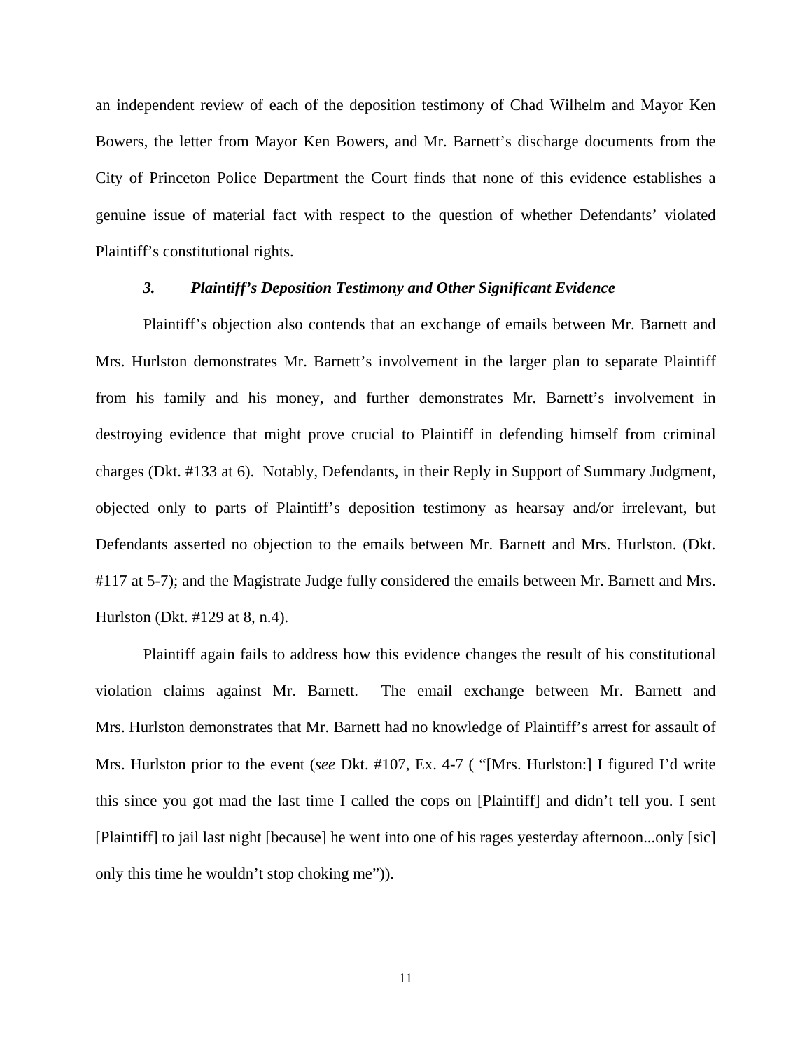an independent review of each of the deposition testimony of Chad Wilhelm and Mayor Ken Bowers, the letter from Mayor Ken Bowers, and Mr. Barnett's discharge documents from the City of Princeton Police Department the Court finds that none of this evidence establishes a genuine issue of material fact with respect to the question of whether Defendants' violated Plaintiff's constitutional rights.

### *3. Plaintiff's Deposition Testimony and Other Significant Evidence*

Plaintiff's objection also contends that an exchange of emails between Mr. Barnett and Mrs. Hurlston demonstrates Mr. Barnett's involvement in the larger plan to separate Plaintiff from his family and his money, and further demonstrates Mr. Barnett's involvement in destroying evidence that might prove crucial to Plaintiff in defending himself from criminal charges (Dkt. #133 at 6). Notably, Defendants, in their Reply in Support of Summary Judgment, objected only to parts of Plaintiff's deposition testimony as hearsay and/or irrelevant, but Defendants asserted no objection to the emails between Mr. Barnett and Mrs. Hurlston. (Dkt. #117 at 5-7); and the Magistrate Judge fully considered the emails between Mr. Barnett and Mrs. Hurlston (Dkt. #129 at 8, n.4).

Plaintiff again fails to address how this evidence changes the result of his constitutional violation claims against Mr. Barnett. The email exchange between Mr. Barnett and Mrs. Hurlston demonstrates that Mr. Barnett had no knowledge of Plaintiff's arrest for assault of Mrs. Hurlston prior to the event (*see* Dkt. #107, Ex. 4-7 ( "[Mrs. Hurlston:] I figured I'd write this since you got mad the last time I called the cops on [Plaintiff] and didn't tell you. I sent [Plaintiff] to jail last night [because] he went into one of his rages yesterday afternoon...only [sic] only this time he wouldn't stop choking me")).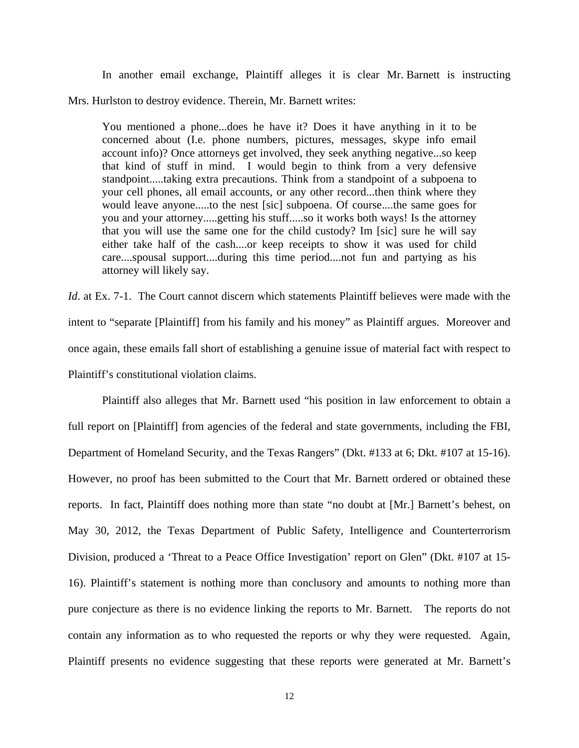In another email exchange, Plaintiff alleges it is clear Mr. Barnett is instructing Mrs. Hurlston to destroy evidence. Therein, Mr. Barnett writes:

> You mentioned a phone...does he have it? Does it have anything in it to be concerned about (I.e. phone numbers, pictures, messages, skype info email account info)? Once attorneys get involved, they seek anything negative...so keep that kind of stuff in mind. I would begin to think from a very defensive standpoint.....taking extra precautions. Think from a standpoint of a subpoena to your cell phones, all email accounts, or any other record...then think where they would leave anyone.....to the nest [sic] subpoena. Of course....the same goes for you and your attorney.....getting his stuff.....so it works both ways! Is the attorney that you will use the same one for the child custody? Im [sic] sure he will say either take half of the cash....or keep receipts to show it was used for child care....spousal support....during this time period....not fun and partying as his attorney will likely say.

*Id*. at Ex. 7-1. The Court cannot discern which statements Plaintiff believes were made with the intent to "separate [Plaintiff] from his family and his money" as Plaintiff argues. Moreover and once again, these emails fall short of establishing a genuine issue of material fact with respect to Plaintiff's constitutional violation claims.

Plaintiff also alleges that Mr. Barnett used "his position in law enforcement to obtain a full report on [Plaintiff] from agencies of the federal and state governments, including the FBI, Department of Homeland Security, and the Texas Rangers" (Dkt. #133 at 6; Dkt. #107 at 15-16). However, no proof has been submitted to the Court that Mr. Barnett ordered or obtained these reports. In fact, Plaintiff does nothing more than state "no doubt at [Mr.] Barnett's behest, on May 30, 2012, the Texas Department of Public Safety, Intelligence and Counterterrorism Division, produced a 'Threat to a Peace Office Investigation' report on Glen" (Dkt. #107 at 15-16). Plaintiff's statement is nothing more than conclusory and amounts to nothing more than pure conjecture as there is no evidence linking the reports to Mr. Barnett. The reports do not contain any information as to who requested the reports or why they were requested. Again, Plaintiff presents no evidence suggesting that these reports were generated at Mr. Barnett's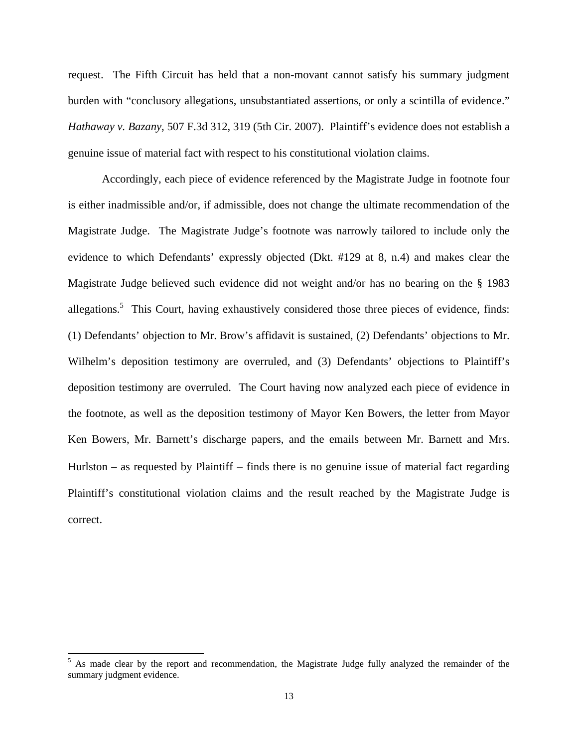request. The Fifth Circuit has held that a non-movant cannot satisfy his summary judgment burden with "conclusory allegations, unsubstantiated assertions, or only a scintilla of evidence." *Hathaway v. Bazany*, 507 F.3d 312, 319 (5th Cir. 2007). Plaintiff's evidence does not establish a genuine issue of material fact with respect to his constitutional violation claims.

Accordingly, each piece of evidence referenced by the Magistrate Judge in footnote four is either inadmissible and/or, if admissible, does not change the ultimate recommendation of the Magistrate Judge. The Magistrate Judge's footnote was narrowly tailored to include only the evidence to which Defendants' expressly objected (Dkt. #129 at 8, n.4) and makes clear the Magistrate Judge believed such evidence did not weight and/or has no bearing on the § 1983 allegations.[5] This Court, having exhaustively considered those three pieces of evidence, finds: (1) Defendants' objection to Mr. Brow's affidavit is sustained, (2) Defendants' objections to Mr. Wilhelm's deposition testimony are overruled, and (3) Defendants' objections to Plaintiff's deposition testimony are overruled. The Court having now analyzed each piece of evidence in the footnote, as well as the deposition testimony of Mayor Ken Bowers, the letter from Mayor Ken Bowers, Mr. Barnett's discharge papers, and the emails between Mr. Barnett and Mrs. Hurlston – as requested by Plaintiff – finds there is no genuine issue of material fact regarding Plaintiff's constitutional violation claims and the result reached by the Magistrate Judge is correct.

---

[5] As made clear by the report and recommendation, the Magistrate Judge fully analyzed the remainder of the summary judgment evidence.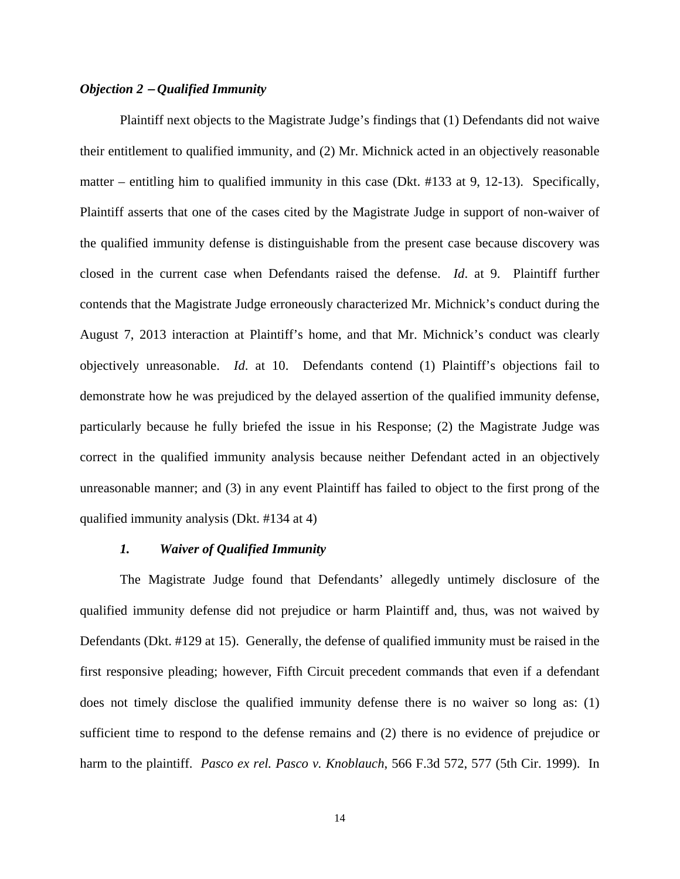***Objection 2 – Qualified Immunity***

Plaintiff next objects to the Magistrate Judge's findings that (1) Defendants did not waive their entitlement to qualified immunity, and (2) Mr. Michnick acted in an objectively reasonable matter – entitling him to qualified immunity in this case (Dkt. #133 at 9, 12-13). Specifically, Plaintiff asserts that one of the cases cited by the Magistrate Judge in support of non-waiver of the qualified immunity defense is distinguishable from the present case because discovery was closed in the current case when Defendants raised the defense. *Id*. at 9. Plaintiff further contends that the Magistrate Judge erroneously characterized Mr. Michnick's conduct during the August 7, 2013 interaction at Plaintiff's home, and that Mr. Michnick's conduct was clearly objectively unreasonable. *Id*. at 10. Defendants contend (1) Plaintiff's objections fail to demonstrate how he was prejudiced by the delayed assertion of the qualified immunity defense, particularly because he fully briefed the issue in his Response; (2) the Magistrate Judge was correct in the qualified immunity analysis because neither Defendant acted in an objectively unreasonable manner; and (3) in any event Plaintiff has failed to object to the first prong of the qualified immunity analysis (Dkt. #134 at 4)

***1. Waiver of Qualified Immunity***

The Magistrate Judge found that Defendants' allegedly untimely disclosure of the qualified immunity defense did not prejudice or harm Plaintiff and, thus, was not waived by Defendants (Dkt. #129 at 15). Generally, the defense of qualified immunity must be raised in the first responsive pleading; however, Fifth Circuit precedent commands that even if a defendant does not timely disclose the qualified immunity defense there is no waiver so long as: (1) sufficient time to respond to the defense remains and (2) there is no evidence of prejudice or harm to the plaintiff. *Pasco ex rel. Pasco v. Knoblauch*, 566 F.3d 572, 577 (5th Cir. 1999). In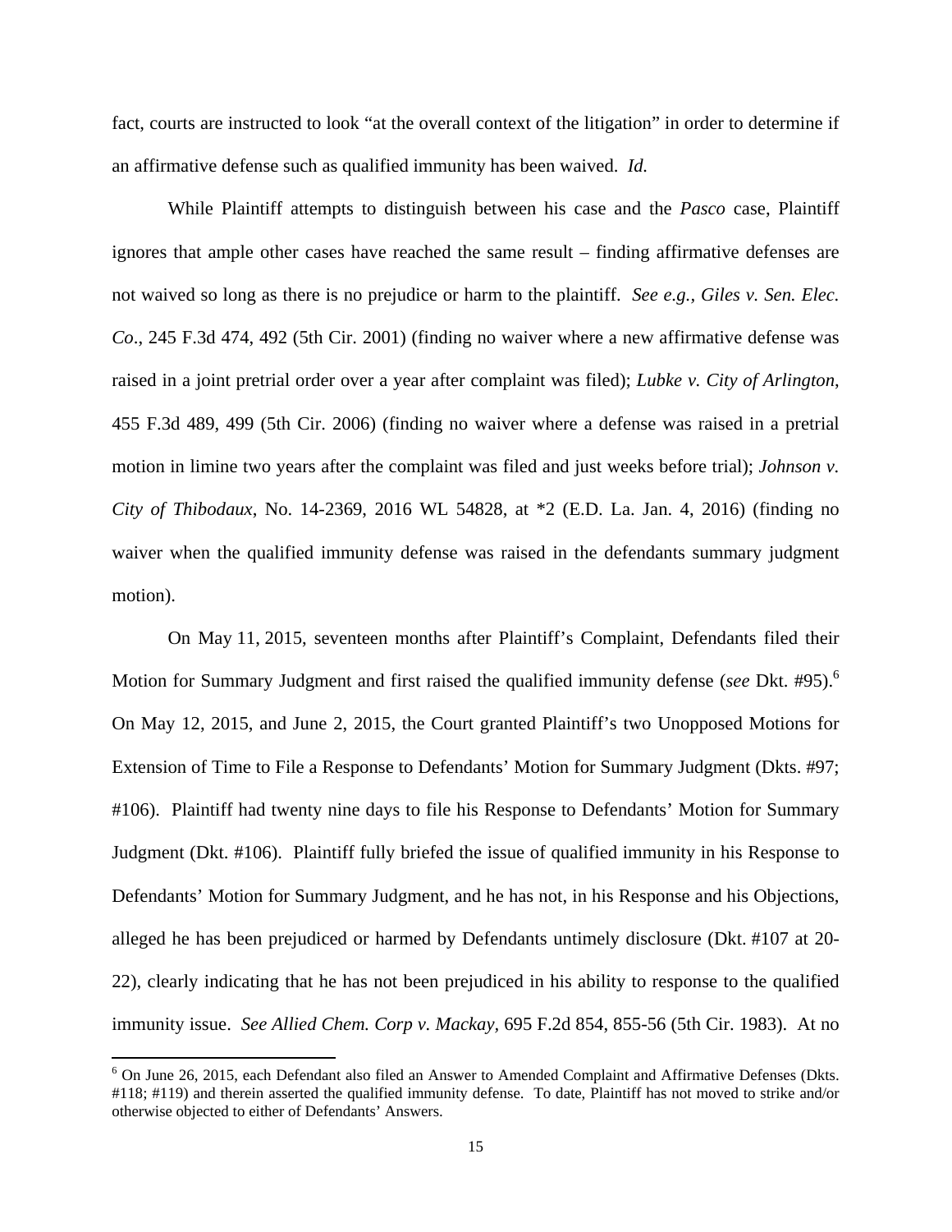fact, courts are instructed to look "at the overall context of the litigation" in order to determine if an affirmative defense such as qualified immunity has been waived. *Id.*

While Plaintiff attempts to distinguish between his case and the *Pasco* case, Plaintiff ignores that ample other cases have reached the same result – finding affirmative defenses are not waived so long as there is no prejudice or harm to the plaintiff. *See e.g., Giles v. Sen. Elec. Co*., 245 F.3d 474, 492 (5th Cir. 2001) (finding no waiver where a new affirmative defense was raised in a joint pretrial order over a year after complaint was filed); *Lubke v. City of Arlington*, 455 F.3d 489, 499 (5th Cir. 2006) (finding no waiver where a defense was raised in a pretrial motion in limine two years after the complaint was filed and just weeks before trial); *Johnson v. City of Thibodaux*, No. 14-2369, 2016 WL 54828, at *2 (E.D. La. Jan. 4, 2016) (finding no waiver when the qualified immunity defense was raised in the defendants summary judgment motion).

On May 11, 2015, seventeen months after Plaintiff's Complaint, Defendants filed their Motion for Summary Judgment and first raised the qualified immunity defense (*see* Dkt. #95).[6] On May 12, 2015, and June 2, 2015, the Court granted Plaintiff's two Unopposed Motions for Extension of Time to File a Response to Defendants' Motion for Summary Judgment (Dkts. #97; #106). Plaintiff had twenty nine days to file his Response to Defendants' Motion for Summary Judgment (Dkt. #106). Plaintiff fully briefed the issue of qualified immunity in his Response to Defendants' Motion for Summary Judgment, and he has not, in his Response and his Objections, alleged he has been prejudiced or harmed by Defendants untimely disclosure (Dkt. #107 at 20-22), clearly indicating that he has not been prejudiced in his ability to response to the qualified immunity issue. *See Allied Chem. Corp v. Mackay*, 695 F.2d 854, 855-56 (5th Cir. 1983). At no

[6] On June 26, 2015, each Defendant also filed an Answer to Amended Complaint and Affirmative Defenses (Dkts. #118; #119) and therein asserted the qualified immunity defense. To date, Plaintiff has not moved to strike and/or otherwise objected to either of Defendants' Answers.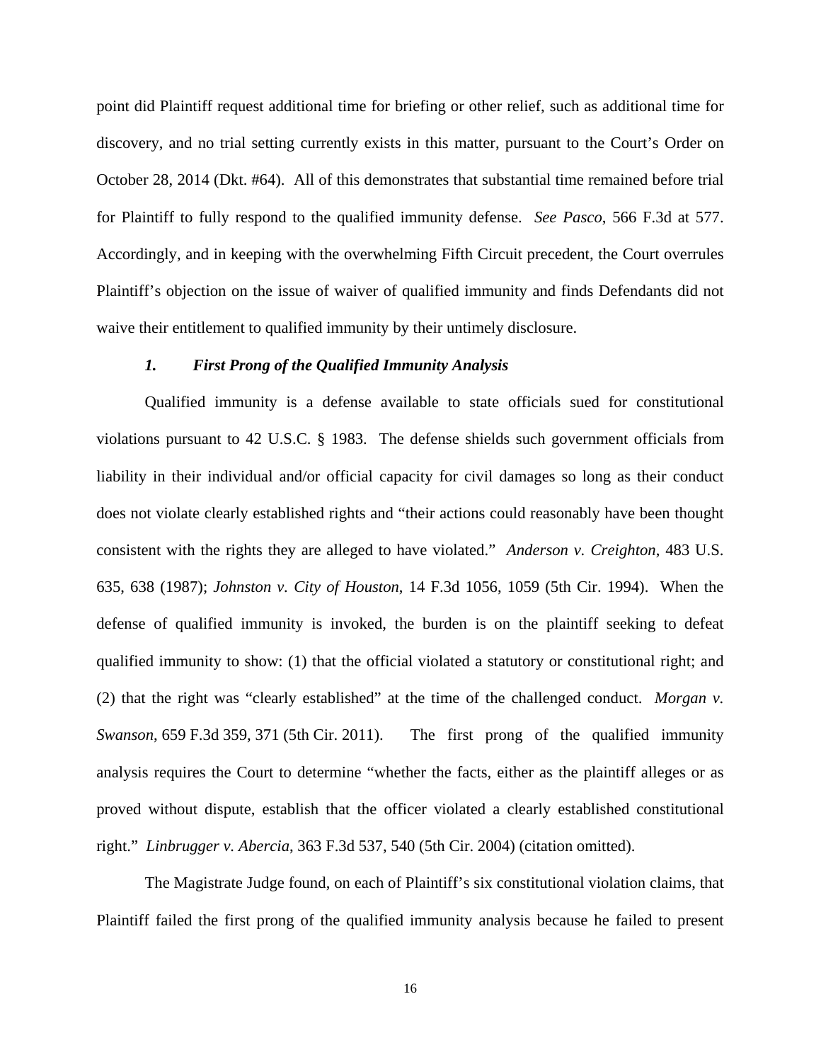point did Plaintiff request additional time for briefing or other relief, such as additional time for discovery, and no trial setting currently exists in this matter, pursuant to the Court's Order on October 28, 2014 (Dkt. #64). All of this demonstrates that substantial time remained before trial for Plaintiff to fully respond to the qualified immunity defense. *See Pasco*, 566 F.3d at 577. Accordingly, and in keeping with the overwhelming Fifth Circuit precedent, the Court overrules Plaintiff's objection on the issue of waiver of qualified immunity and finds Defendants did not waive their entitlement to qualified immunity by their untimely disclosure.

### *1. First Prong of the Qualified Immunity Analysis*

Qualified immunity is a defense available to state officials sued for constitutional violations pursuant to 42 U.S.C. § 1983. The defense shields such government officials from liability in their individual and/or official capacity for civil damages so long as their conduct does not violate clearly established rights and "their actions could reasonably have been thought consistent with the rights they are alleged to have violated." *Anderson v. Creighton*, 483 U.S. 635, 638 (1987); *Johnston v. City of Houston*, 14 F.3d 1056, 1059 (5th Cir. 1994). When the defense of qualified immunity is invoked, the burden is on the plaintiff seeking to defeat qualified immunity to show: (1) that the official violated a statutory or constitutional right; and (2) that the right was "clearly established" at the time of the challenged conduct. *Morgan v. Swanson*, 659 F.3d 359, 371 (5th Cir. 2011). The first prong of the qualified immunity analysis requires the Court to determine "whether the facts, either as the plaintiff alleges or as proved without dispute, establish that the officer violated a clearly established constitutional right." *Linbrugger v. Abercia*, 363 F.3d 537, 540 (5th Cir. 2004) (citation omitted).

The Magistrate Judge found, on each of Plaintiff's six constitutional violation claims, that Plaintiff failed the first prong of the qualified immunity analysis because he failed to present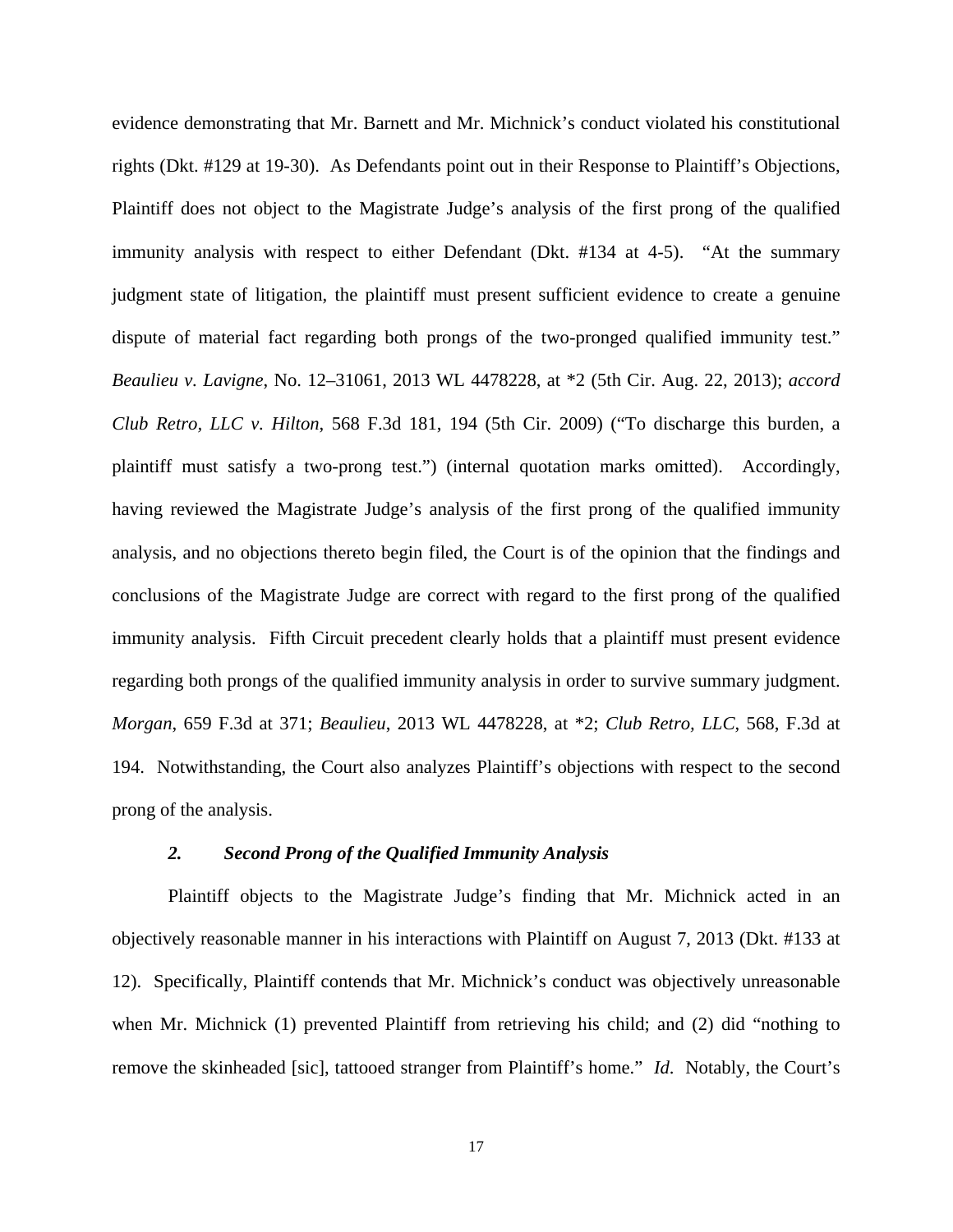evidence demonstrating that Mr. Barnett and Mr. Michnick's conduct violated his constitutional rights (Dkt. #129 at 19-30). As Defendants point out in their Response to Plaintiff's Objections, Plaintiff does not object to the Magistrate Judge's analysis of the first prong of the qualified immunity analysis with respect to either Defendant (Dkt. #134 at 4-5). "At the summary judgment state of litigation, the plaintiff must present sufficient evidence to create a genuine dispute of material fact regarding both prongs of the two-pronged qualified immunity test." *Beaulieu v. Lavigne*, No. 12–31061, 2013 WL 4478228, at *2 (5th Cir. Aug. 22, 2013); *accord Club Retro, LLC v. Hilton*, 568 F.3d 181, 194 (5th Cir. 2009) ("To discharge this burden, a plaintiff must satisfy a two-prong test.") (internal quotation marks omitted). Accordingly, having reviewed the Magistrate Judge's analysis of the first prong of the qualified immunity analysis, and no objections thereto begin filed, the Court is of the opinion that the findings and conclusions of the Magistrate Judge are correct with regard to the first prong of the qualified immunity analysis. Fifth Circuit precedent clearly holds that a plaintiff must present evidence regarding both prongs of the qualified immunity analysis in order to survive summary judgment. *Morgan*, 659 F.3d at 371; *Beaulieu*, 2013 WL 4478228, at *2; *Club Retro, LLC*, 568, F.3d at 194. Notwithstanding, the Court also analyzes Plaintiff's objections with respect to the second prong of the analysis.

### *2. Second Prong of the Qualified Immunity Analysis*

Plaintiff objects to the Magistrate Judge's finding that Mr. Michnick acted in an objectively reasonable manner in his interactions with Plaintiff on August 7, 2013 (Dkt. #133 at 12). Specifically, Plaintiff contends that Mr. Michnick's conduct was objectively unreasonable when Mr. Michnick (1) prevented Plaintiff from retrieving his child; and (2) did "nothing to remove the skinheaded [sic], tattooed stranger from Plaintiff's home." *Id*. Notably, the Court's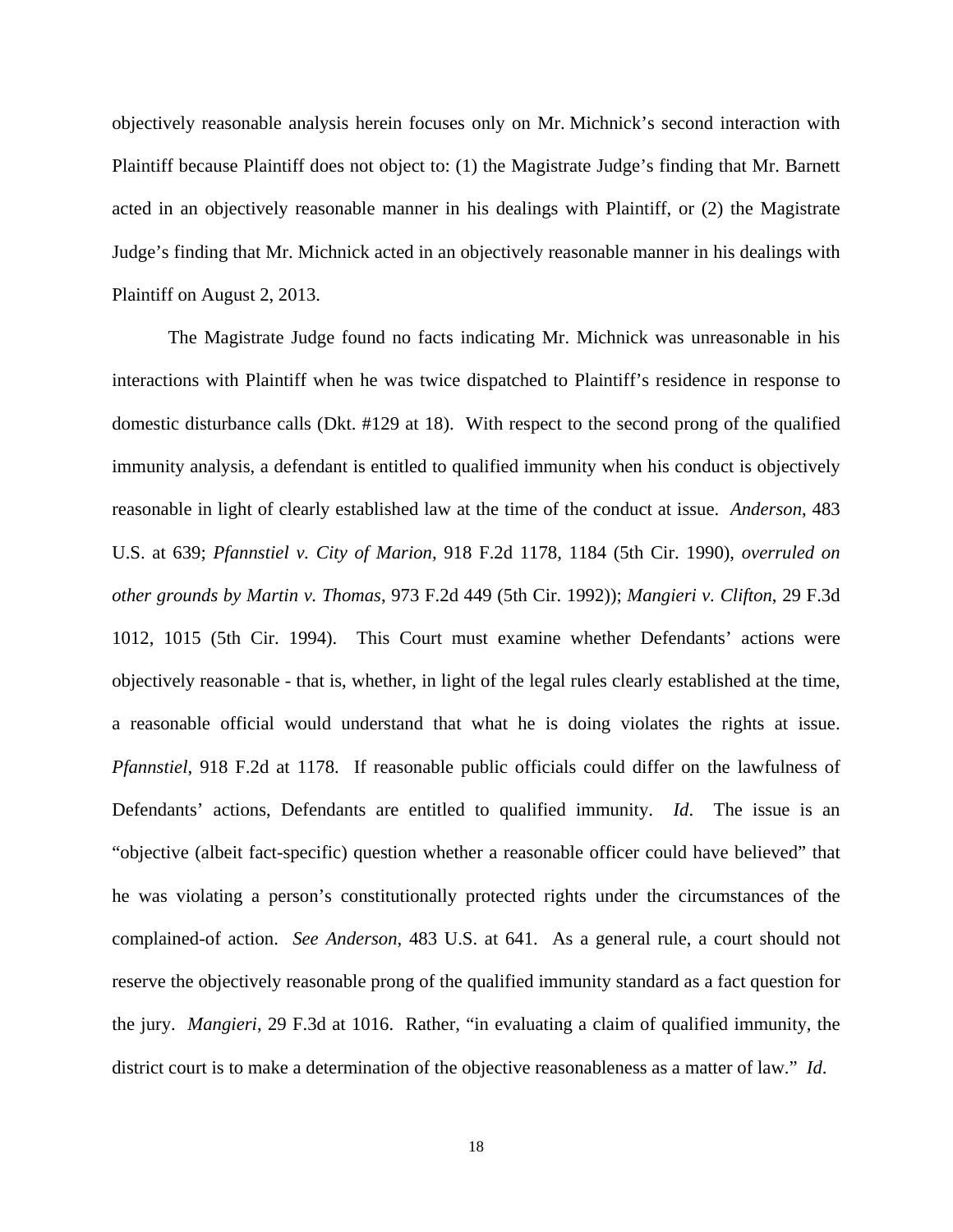objectively reasonable analysis herein focuses only on Mr. Michnick's second interaction with Plaintiff because Plaintiff does not object to: (1) the Magistrate Judge's finding that Mr. Barnett acted in an objectively reasonable manner in his dealings with Plaintiff, or (2) the Magistrate Judge's finding that Mr. Michnick acted in an objectively reasonable manner in his dealings with Plaintiff on August 2, 2013.

The Magistrate Judge found no facts indicating Mr. Michnick was unreasonable in his interactions with Plaintiff when he was twice dispatched to Plaintiff's residence in response to domestic disturbance calls (Dkt. #129 at 18). With respect to the second prong of the qualified immunity analysis, a defendant is entitled to qualified immunity when his conduct is objectively reasonable in light of clearly established law at the time of the conduct at issue. *Anderson*, 483 U.S. at 639; *Pfannstiel v. City of Marion*, 918 F.2d 1178, 1184 (5th Cir. 1990), *overruled on other grounds by Martin v. Thomas*, 973 F.2d 449 (5th Cir. 1992)); *Mangieri v. Clifton*, 29 F.3d 1012, 1015 (5th Cir. 1994). This Court must examine whether Defendants' actions were objectively reasonable - that is, whether, in light of the legal rules clearly established at the time, a reasonable official would understand that what he is doing violates the rights at issue. *Pfannstiel*, 918 F.2d at 1178. If reasonable public officials could differ on the lawfulness of Defendants' actions, Defendants are entitled to qualified immunity. *Id*. The issue is an "objective (albeit fact-specific) question whether a reasonable officer could have believed" that he was violating a person's constitutionally protected rights under the circumstances of the complained-of action. *See Anderson*, 483 U.S. at 641. As a general rule, a court should not reserve the objectively reasonable prong of the qualified immunity standard as a fact question for the jury. *Mangieri*, 29 F.3d at 1016. Rather, "in evaluating a claim of qualified immunity, the district court is to make a determination of the objective reasonableness as a matter of law." *Id*.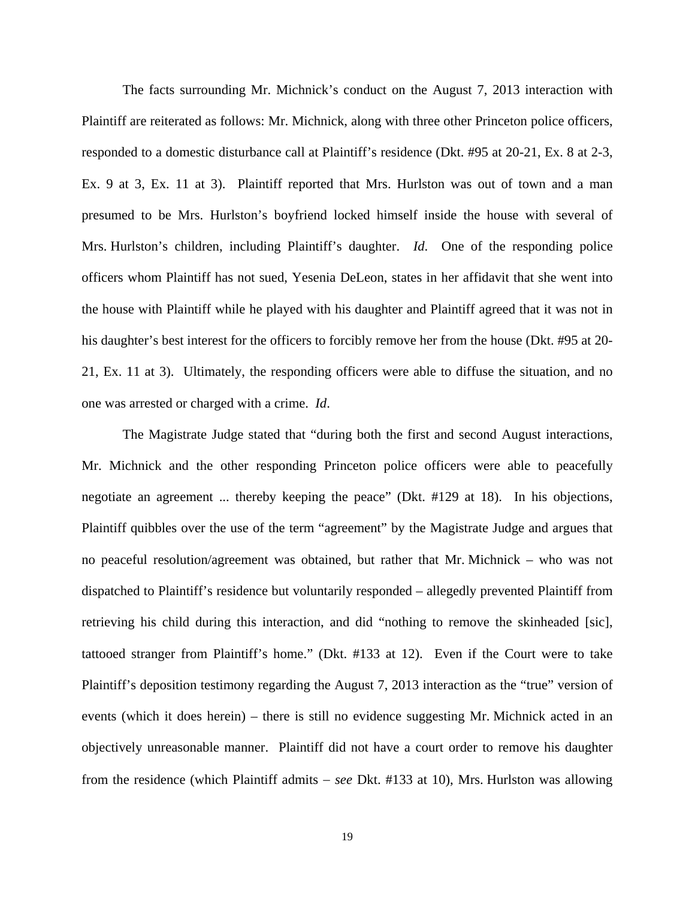The facts surrounding Mr. Michnick's conduct on the August 7, 2013 interaction with Plaintiff are reiterated as follows: Mr. Michnick, along with three other Princeton police officers, responded to a domestic disturbance call at Plaintiff's residence (Dkt. #95 at 20-21, Ex. 8 at 2-3, Ex. 9 at 3, Ex. 11 at 3). Plaintiff reported that Mrs. Hurlston was out of town and a man presumed to be Mrs. Hurlston's boyfriend locked himself inside the house with several of Mrs. Hurlston's children, including Plaintiff's daughter. *Id*. One of the responding police officers whom Plaintiff has not sued, Yesenia DeLeon, states in her affidavit that she went into the house with Plaintiff while he played with his daughter and Plaintiff agreed that it was not in his daughter's best interest for the officers to forcibly remove her from the house (Dkt. #95 at 20-21, Ex. 11 at 3). Ultimately, the responding officers were able to diffuse the situation, and no one was arrested or charged with a crime. *Id*.

The Magistrate Judge stated that "during both the first and second August interactions, Mr. Michnick and the other responding Princeton police officers were able to peacefully negotiate an agreement ... thereby keeping the peace" (Dkt. #129 at 18). In his objections, Plaintiff quibbles over the use of the term "agreement" by the Magistrate Judge and argues that no peaceful resolution/agreement was obtained, but rather that Mr. Michnick – who was not dispatched to Plaintiff's residence but voluntarily responded – allegedly prevented Plaintiff from retrieving his child during this interaction, and did "nothing to remove the skinheaded [sic], tattooed stranger from Plaintiff's home." (Dkt. #133 at 12). Even if the Court were to take Plaintiff's deposition testimony regarding the August 7, 2013 interaction as the "true" version of events (which it does herein) – there is still no evidence suggesting Mr. Michnick acted in an objectively unreasonable manner. Plaintiff did not have a court order to remove his daughter from the residence (which Plaintiff admits – *see* Dkt. #133 at 10), Mrs. Hurlston was allowing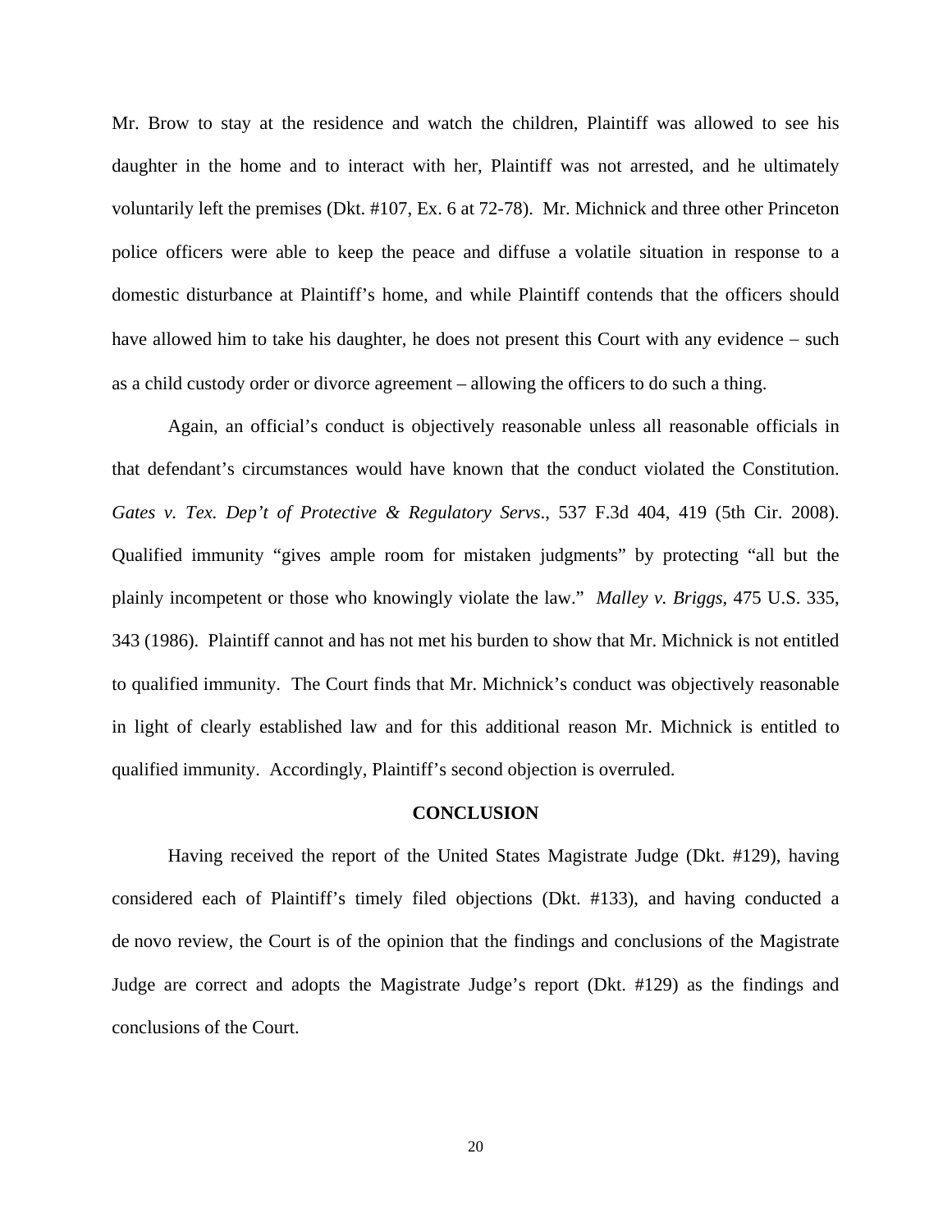Mr. Brow to stay at the residence and watch the children, Plaintiff was allowed to see his daughter in the home and to interact with her, Plaintiff was not arrested, and he ultimately voluntarily left the premises (Dkt. #107, Ex. 6 at 72-78). Mr. Michnick and three other Princeton police officers were able to keep the peace and diffuse a volatile situation in response to a domestic disturbance at Plaintiff's home, and while Plaintiff contends that the officers should have allowed him to take his daughter, he does not present this Court with any evidence – such as a child custody order or divorce agreement – allowing the officers to do such a thing.

Again, an official's conduct is objectively reasonable unless all reasonable officials in that defendant's circumstances would have known that the conduct violated the Constitution. *Gates v. Tex. Dep't of Protective & Regulatory Servs.*, 537 F.3d 404, 419 (5th Cir. 2008). Qualified immunity "gives ample room for mistaken judgments" by protecting "all but the plainly incompetent or those who knowingly violate the law." *Malley v. Briggs*, 475 U.S. 335, 343 (1986). Plaintiff cannot and has not met his burden to show that Mr. Michnick is not entitled to qualified immunity. The Court finds that Mr. Michnick's conduct was objectively reasonable in light of clearly established law and for this additional reason Mr. Michnick is entitled to qualified immunity. Accordingly, Plaintiff's second objection is overruled.

## CONCLUSION

Having received the report of the United States Magistrate Judge (Dkt. #129), having considered each of Plaintiff's timely filed objections (Dkt. #133), and having conducted a de novo review, the Court is of the opinion that the findings and conclusions of the Magistrate Judge are correct and adopts the Magistrate Judge's report (Dkt. #129) as the findings and conclusions of the Court.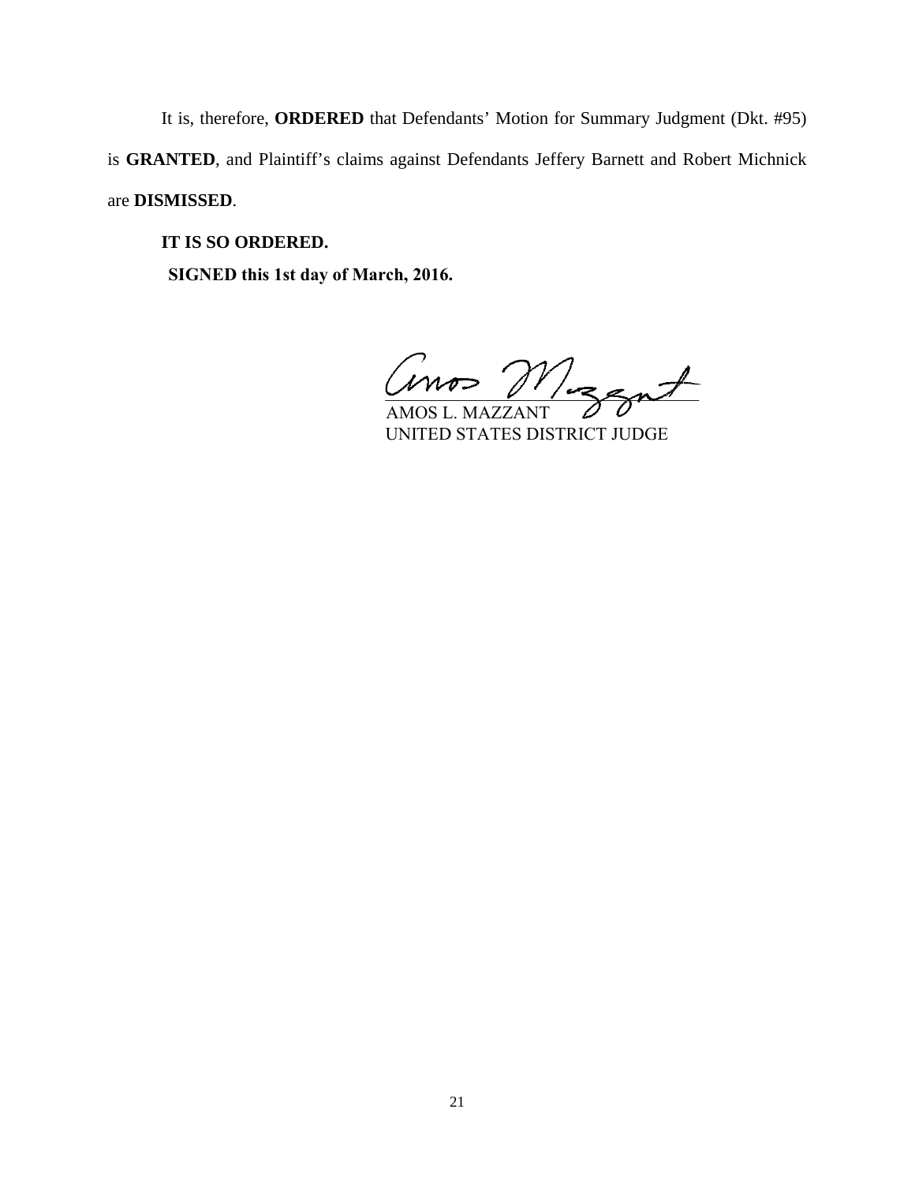It is, therefore, **ORDERED** that Defendants' Motion for Summary Judgment (Dkt. #95) is **GRANTED**, and Plaintiff's claims against Defendants Jeffery Barnett and Robert Michnick are **DISMISSED**.

**IT IS SO ORDERED.**

**SIGNED this 1st day of March, 2016.**

AMOS L. MAZZANT
UNITED STATES DISTRICT JUDGE